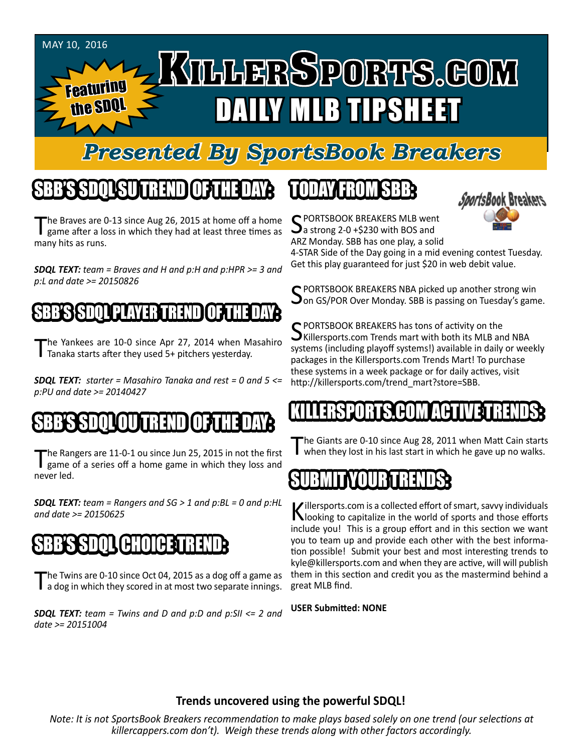MAY 10, 2016

Featuring the SDQL

# KILLERSPORTS.COM

# DAILY MLB TIPSHEET

## *Presented By SportsBook Breakers*

## SBB'S SDQL SU TREND OF THE DAY:

The Braves are 0-13 since Aug 26, 2015 at home off a home game after a loss in which they had at least three times as many hits as runs.

***SDQL TEXT:*** *team = Braves and H and p:H and p:HPR >= 3 and p:L and date >= 20150826*

## SBB'S SDQL PLAYER TREND OF THE DAY:

The Yankees are 10-0 since Apr 27, 2014 when Masahiro Tanaka starts after they used 5+ pitchers yesterday.

***SDQL TEXT:*** *starter = Masahiro Tanaka and rest = 0 and 5 <= p:PU and date >= 20140427*

## SBB'S SDQL OU TREND OF THE DAY:

The Rangers are 11-0-1 ou since Jun 25, 2015 in not the first game of a series off a home game in which they loss and never led.

***SDQL TEXT:*** *team = Rangers and SG > 1 and p:BL = 0 and p:HL and date >= 20150625*

## SBB'S SDQL CHOICE TREND:

The Twins are 0-10 since Oct 04, 2015 as a dog off a game as a dog in which they scored in at most two separate innings.

***SDQL TEXT:*** *team = Twins and D and p:D and p:SII <= 2 and date >= 20151004*

## TODAY FROM SBB:

SportsBook Breakers

SPORTSBOOK BREAKERS MLB went a strong 2-0 +$230 with BOS and ARZ Monday. SBB has one play, a solid 4-STAR Side of the Day going in a mid evening contest Tuesday. Get this play guaranteed for just $20 in web debit value.

SPORTSBOOK BREAKERS NBA picked up another strong win on GS/POR Over Monday. SBB is passing on Tuesday's game.

SPORTSBOOK BREAKERS has tons of activity on the Killersports.com Trends mart with both its MLB and NBA systems (including playoff systems!) available in daily or weekly packages in the Killersports.com Trends Mart! To purchase these systems in a week package or for daily actives, visit http://killersports.com/trend_mart?store=SBB.

## KILLERSPORTS.COM ACTIVE TRENDS:

The Giants are 0-10 since Aug 28, 2011 when Matt Cain starts when they lost in his last start in which he gave up no walks.

## SUBMIT YOUR TRENDS:

Killersports.com is a collected effort of smart, savvy individuals looking to capitalize in the world of sports and those efforts include you! This is a group effort and in this section we want you to team up and provide each other with the best information possible! Submit your best and most interesting trends to kyle@killersports.com and when they are active, will will publish them in this section and credit you as the mastermind behind a great MLB find.

**USER Submitted: NONE**

**Trends uncovered using the powerful SDQL!**

*Note: It is not SportsBook Breakers recommendation to make plays based solely on one trend (our selections at killercappers.com don't). Weigh these trends along with other factors accordingly.*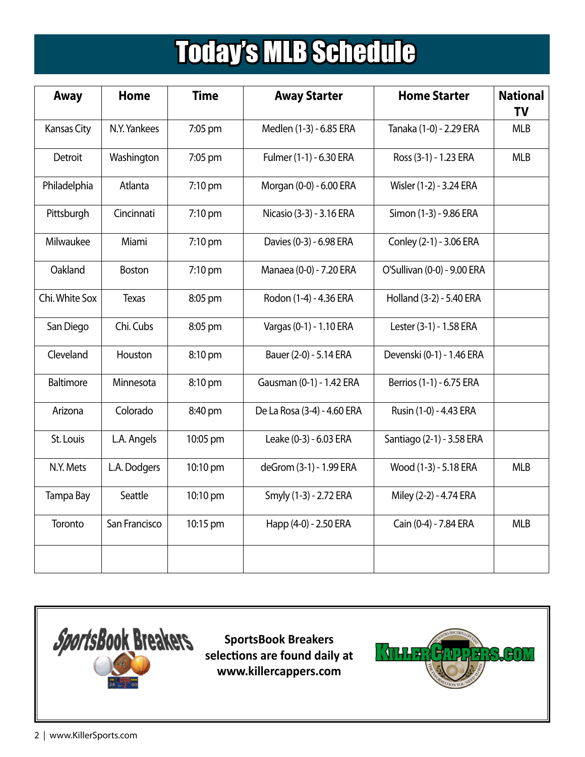# Today's MLB Schedule

| Away | Home | Time | Away Starter | Home Starter | National TV |
|---|---|---|---|---|---|
| Kansas City | N.Y. Yankees | 7:05 pm | Medlen (1-3) - 6.85 ERA | Tanaka (1-0) - 2.29 ERA | MLB |
| Detroit | Washington | 7:05 pm | Fulmer (1-1) - 6.30 ERA | Ross (3-1) - 1.23 ERA | MLB |
| Philadelphia | Atlanta | 7:10 pm | Morgan (0-0) - 6.00 ERA | Wisler (1-2) - 3.24 ERA | |
| Pittsburgh | Cincinnati | 7:10 pm | Nicasio (3-3) - 3.16 ERA | Simon (1-3) - 9.86 ERA | |
| Milwaukee | Miami | 7:10 pm | Davies (0-3) - 6.98 ERA | Conley (2-1) - 3.06 ERA | |
| Oakland | Boston | 7:10 pm | Manaea (0-0) - 7.20 ERA | O'Sullivan (0-0) - 9.00 ERA | |
| Chi. White Sox | Texas | 8:05 pm | Rodon (1-4) - 4.36 ERA | Holland (3-2) - 5.40 ERA | |
| San Diego | Chi. Cubs | 8:05 pm | Vargas (0-1) - 1.10 ERA | Lester (3-1) - 1.58 ERA | |
| Cleveland | Houston | 8:10 pm | Bauer (2-0) - 5.14 ERA | Devenski (0-1) - 1.46 ERA | |
| Baltimore | Minnesota | 8:10 pm | Gausman (0-1) - 1.42 ERA | Berrios (1-1) - 6.75 ERA | |
| Arizona | Colorado | 8:40 pm | De La Rosa (3-4) - 4.60 ERA | Rusin (1-0) - 4.43 ERA | |
| St. Louis | L.A. Angels | 10:05 pm | Leake (0-3) - 6.03 ERA | Santiago (2-1) - 3.58 ERA | |
| N.Y. Mets | L.A. Dodgers | 10:10 pm | deGrom (3-1) - 1.99 ERA | Wood (1-3) - 5.18 ERA | MLB |
| Tampa Bay | Seattle | 10:10 pm | Smyly (1-3) - 2.72 ERA | Miley (2-2) - 4.74 ERA | |
| Toronto | San Francisco | 10:15 pm | Happ (4-0) - 2.50 ERA | Cain (0-4) - 7.84 ERA | MLB |
| | | | | | |

SportsBook Breakers

**SportsBook Breakers selections are found daily at www.killercappers.com**

KILLERCAPPERS.COM